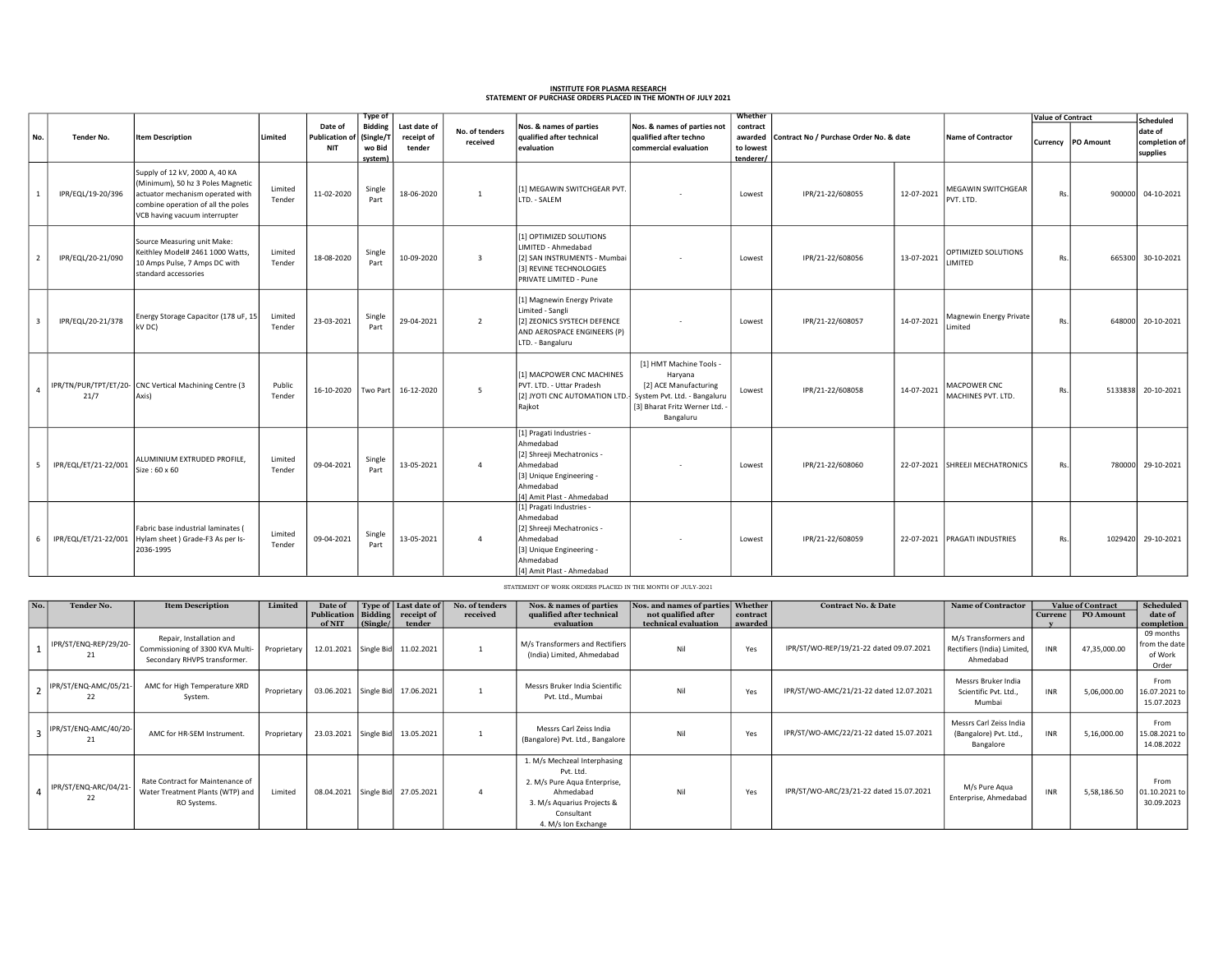**INSTITUTE FOR PLASMA RESEARCH**
**STATEMENT OF PURCHASE ORDERS PLACED IN THE MONTH OF JULY 2021**

| No. | Tender No. | Item Description | Limited | Date of Publication of NIT | Type of Bidding (Single/Two Bid system) | Last date of receipt of tender | No. of tenders received | Nos. & names of parties qualified after technical evaluation | Nos. & names of parties not qualified after techno commercial evaluation | Whether contract awarded to lowest tenderer/ | Contract No / Purchase Order No. & date | | Name of Contractor | Value of Contract | | Scheduled date of completion of supplies |
|---|---|---|---|---|---|---|---|---|---|---|---|---|---|---|---|---|
| | | | | | | | | | | | | | | Currency | PO Amount | |
| 1 | IPR/EQL/19-20/396 | Supply of 12 kV, 2000 A, 40 KA (Minimum), 50 hz 3 Poles Magnetic actuator mechanism operated with combine operation of all the poles VCB having vacuum interrupter | Limited Tender | 11-02-2020 | Single Part | 18-06-2020 | 1 | [1] MEGAWIN SWITCHGEAR PVT. LTD. - SALEM | - | Lowest | IPR/21-22/608055 | 12-07-2021 | MEGAWIN SWITCHGEAR PVT. LTD. | Rs. | 900000 | 04-10-2021 |
| 2 | IPR/EQL/20-21/090 | Source Measuring unit Make: Keithley Model# 2461 1000 Watts, 10 Amps Pulse, 7 Amps DC with standard accessories | Limited Tender | 18-08-2020 | Single Part | 10-09-2020 | 3 | [1] OPTIMIZED SOLUTIONS LIMITED - Ahmedabad [2] SAN INSTRUMENTS - Mumbai [3] REVINE TECHNOLOGIES PRIVATE LIMITED - Pune | - | Lowest | IPR/21-22/608056 | 13-07-2021 | OPTIMIZED SOLUTIONS LIMITED | Rs. | 665300 | 30-10-2021 |
| 3 | IPR/EQL/20-21/378 | Energy Storage Capacitor (178 uF, 15 kV DC) | Limited Tender | 23-03-2021 | Single Part | 29-04-2021 | 2 | [1] Magnewin Energy Private Limited - Sangli [2] ZEONICS SYSTECH DEFENCE AND AEROSPACE ENGINEERS (P) LTD. - Bangaluru | - | Lowest | IPR/21-22/608057 | 14-07-2021 | Magnewin Energy Private Limited | Rs. | 648000 | 20-10-2021 |
| 4 | IPR/TN/PUR/TPT/ET/20-21/7 | CNC Vertical Machining Centre (3 Axis) | Public Tender | 16-10-2020 | Two Part | 16-12-2020 | 5 | [1] MACPOWER CNC MACHINES PVT. LTD. - Uttar Pradesh [2] JYOTI CNC AUTOMATION LTD.- Rajkot | [1] HMT Machine Tools - Haryana [2] ACE Manufacturing System Pvt. Ltd. - Bangaluru [3] Bharat Fritz Werner Ltd. - Bangaluru | Lowest | IPR/21-22/608058 | 14-07-2021 | MACPOWER CNC MACHINES PVT. LTD. | Rs. | 5133838 | 20-10-2021 |
| 5 | IPR/EQL/ET/21-22/001 | ALUMINIUM EXTRUDED PROFILE, Size : 60 x 60 | Limited Tender | 09-04-2021 | Single Part | 13-05-2021 | 4 | [1] Pragati Industries - Ahmedabad [2] Shreeji Mechatronics - Ahmedabad [3] Unique Engineering - Ahmedabad [4] Amit Plast - Ahmedabad | - | Lowest | IPR/21-22/608060 | 22-07-2021 | SHREEJI MECHATRONICS | Rs. | 780000 | 29-10-2021 |
| 6 | IPR/EQL/ET/21-22/001 | Fabric base industrial laminates ( Hylam sheet ) Grade-F3 As per Is-2036-1995 | Limited Tender | 09-04-2021 | Single Part | 13-05-2021 | 4 | [1] Pragati Industries - Ahmedabad [2] Shreeji Mechatronics - Ahmedabad [3] Unique Engineering - Ahmedabad [4] Amit Plast - Ahmedabad | - | Lowest | IPR/21-22/608059 | 22-07-2021 | PRAGATI INDUSTRIES | Rs. | 1029420 | 29-10-2021 |

STATEMENT OF WORK ORDERS PLACED IN THE MONTH OF JULY-2021

| No. | Tender No. | Item Description | Limited | Date of Publication of NIT | Type of Bidding (Single/ | Last date of receipt of tender | No. of tenders received | Nos. & names of parties qualified after technical evaluation | Nos. and names of parties not qualified after technical evaluation | Whether contract awarded | Contract No. & Date | Name of Contractor | Value of Contract | | Scheduled date of completion |
|---|---|---|---|---|---|---|---|---|---|---|---|---|---|---|---|
| | | | | | | | | | | | | | Currency | PO Amount | |
| 1 | IPR/ST/ENQ-REP/29/20-21 | Repair, Installation and Commissioning of 3300 KVA Multi-Secondary RHVPS transformer. | Proprietary | 12.01.2021 | Single Bid | 11.02.2021 | 1 | M/s Transformers and Rectifiers (India) Limited, Ahmedabad | Nil | Yes | IPR/ST/WO-REP/19/21-22 dated 09.07.2021 | M/s Transformers and Rectifiers (India) Limited, Ahmedabad | INR | 47,35,000.00 | 09 months from the date of Work Order |
| 2 | IPR/ST/ENQ-AMC/05/21-22 | AMC for High Temperature XRD System. | Proprietary | 03.06.2021 | Single Bid | 17.06.2021 | 1 | Messrs Bruker India Scientific Pvt. Ltd., Mumbai | Nil | Yes | IPR/ST/WO-AMC/21/21-22 dated 12.07.2021 | Messrs Bruker India Scientific Pvt. Ltd., Mumbai | INR | 5,06,000.00 | From 16.07.2021 to 15.07.2023 |
| 3 | IPR/ST/ENQ-AMC/40/20-21 | AMC for HR-SEM Instrument. | Proprietary | 23.03.2021 | Single Bid | 13.05.2021 | 1 | Messrs Carl Zeiss India (Bangalore) Pvt. Ltd., Bangalore | Nil | Yes | IPR/ST/WO-AMC/22/21-22 dated 15.07.2021 | Messrs Carl Zeiss India (Bangalore) Pvt. Ltd., Bangalore | INR | 5,16,000.00 | From 15.08.2021 to 14.08.2022 |
| 4 | IPR/ST/ENQ-ARC/04/21-22 | Rate Contract for Maintenance of Water Treatment Plants (WTP) and RO Systems. | Limited | 08.04.2021 | Single Bid | 27.05.2021 | 4 | 1. M/s Mechzeal Interphasing Pvt. Ltd. 2. M/s Pure Aqua Enterprise, Ahmedabad 3. M/s Aquarius Projects & Consultant 4. M/s Ion Exchange | Nil | Yes | IPR/ST/WO-ARC/23/21-22 dated 15.07.2021 | M/s Pure Aqua Enterprise, Ahmedabad | INR | 5,58,186.50 | From 01.10.2021 to 30.09.2023 |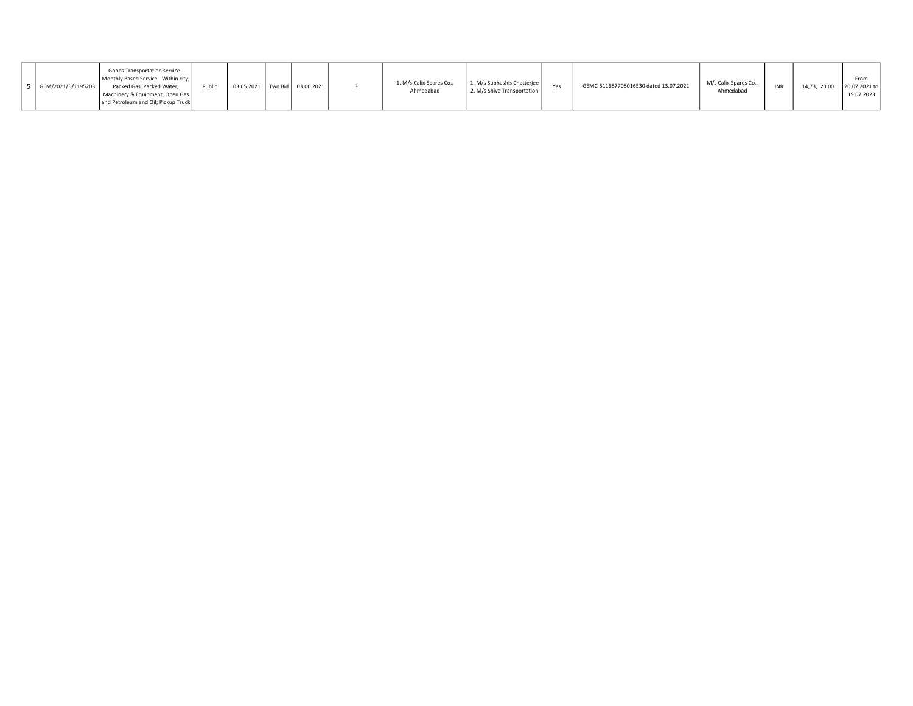| | | | | | | | | | | | | | | | |
|---|---|---|---|---|---|---|---|---|---|---|---|---|---|---|---|
| 5 | GEM/2021/B/1195203 | Goods Transportation service - Monthly Based Service - Within city; Packed Gas, Packed Water, Machinery & Equipment, Open Gas and Petroleum and Oil; Pickup Truck | Public | 03.05.2021 | Two Bid | 03.06.2021 | 3 | 1. M/s Calix Spares Co., Ahmedabad | 1. M/s Subhashis Chatterjee 2. M/s Shiva Transportation | Yes | GEMC-511687708016530 dated 13.07.2021 | M/s Calix Spares Co., Ahmedabad | INR | 14,73,120.00 | From 20.07.2021 to 19.07.2023 |